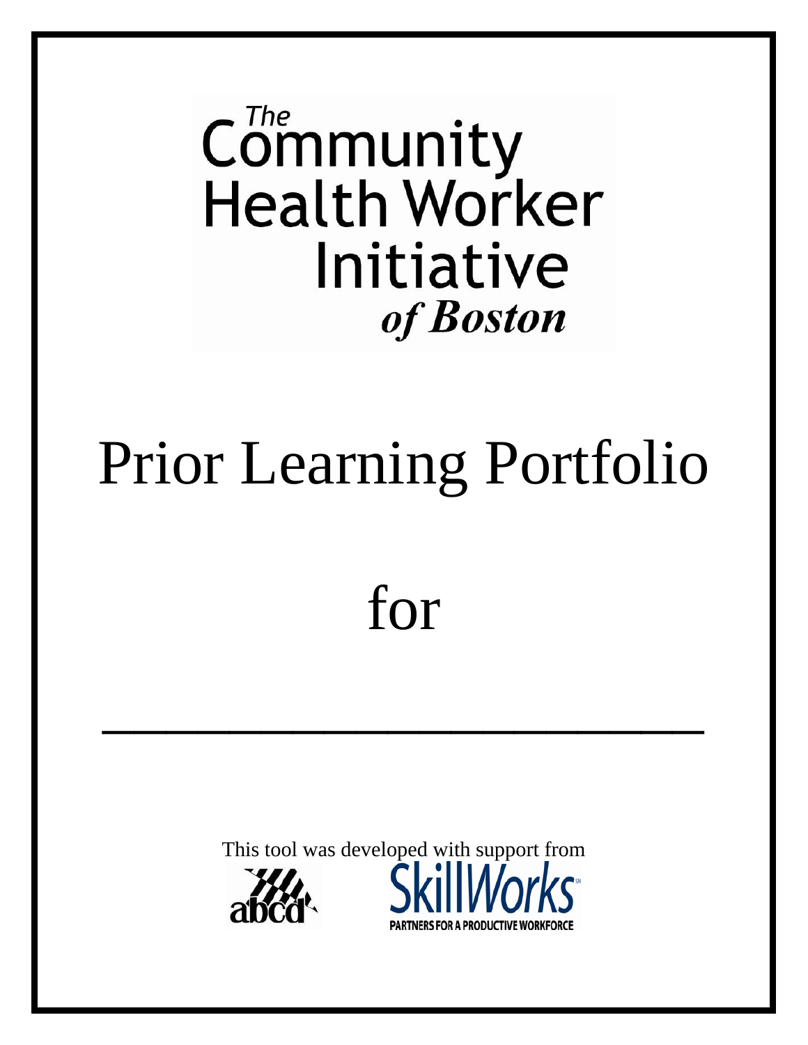The Community Health Worker Initiative *of Boston*

# Prior Learning Portfolio

# for

_______________________

This tool was developed with support from

abcd

SkillWorks

PARTNERS FOR A PRODUCTIVE WORKFORCE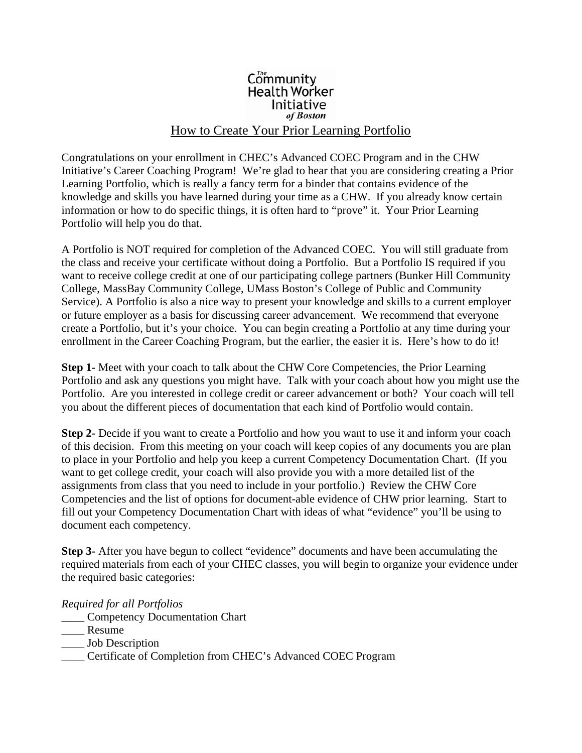The Community Health Worker Initiative of Boston

# How to Create Your Prior Learning Portfolio

Congratulations on your enrollment in CHEC's Advanced COEC Program and in the CHW Initiative's Career Coaching Program! We're glad to hear that you are considering creating a Prior Learning Portfolio, which is really a fancy term for a binder that contains evidence of the knowledge and skills you have learned during your time as a CHW. If you already know certain information or how to do specific things, it is often hard to "prove" it. Your Prior Learning Portfolio will help you do that.

A Portfolio is NOT required for completion of the Advanced COEC. You will still graduate from the class and receive your certificate without doing a Portfolio. But a Portfolio IS required if you want to receive college credit at one of our participating college partners (Bunker Hill Community College, MassBay Community College, UMass Boston's College of Public and Community Service). A Portfolio is also a nice way to present your knowledge and skills to a current employer or future employer as a basis for discussing career advancement. We recommend that everyone create a Portfolio, but it's your choice. You can begin creating a Portfolio at any time during your enrollment in the Career Coaching Program, but the earlier, the easier it is. Here's how to do it!

**Step 1-** Meet with your coach to talk about the CHW Core Competencies, the Prior Learning Portfolio and ask any questions you might have. Talk with your coach about how you might use the Portfolio. Are you interested in college credit or career advancement or both? Your coach will tell you about the different pieces of documentation that each kind of Portfolio would contain.

**Step 2-** Decide if you want to create a Portfolio and how you want to use it and inform your coach of this decision. From this meeting on your coach will keep copies of any documents you are plan to place in your Portfolio and help you keep a current Competency Documentation Chart. (If you want to get college credit, your coach will also provide you with a more detailed list of the assignments from class that you need to include in your portfolio.) Review the CHW Core Competencies and the list of options for document-able evidence of CHW prior learning. Start to fill out your Competency Documentation Chart with ideas of what "evidence" you'll be using to document each competency.

**Step 3-** After you have begun to collect "evidence" documents and have been accumulating the required materials from each of your CHEC classes, you will begin to organize your evidence under the required basic categories:

*Required for all Portfolios*

____ Competency Documentation Chart
____ Resume
____ Job Description
____ Certificate of Completion from CHEC's Advanced COEC Program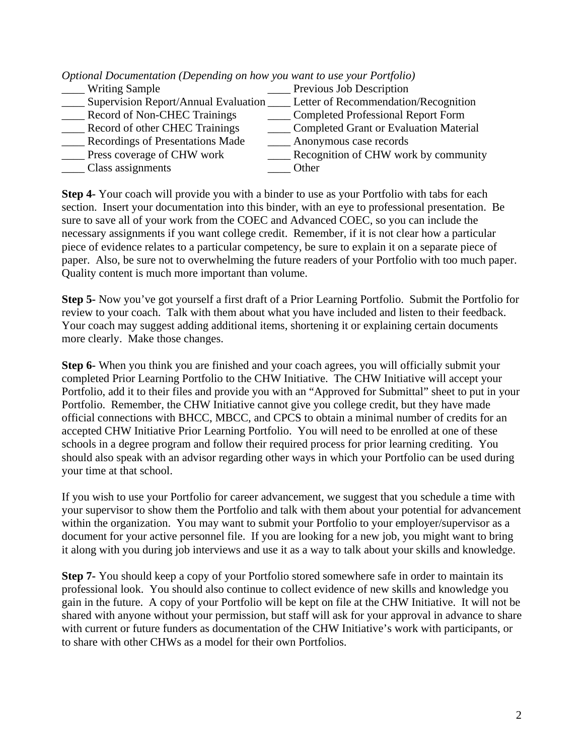*Optional Documentation (Depending on how you want to use your Portfolio)*

____ Writing Sample
____ Supervision Report/Annual Evaluation
____ Record of Non-CHEC Trainings
____ Record of other CHEC Trainings
____ Recordings of Presentations Made
____ Press coverage of CHW work
____ Class assignments
____ Previous Job Description
____ Letter of Recommendation/Recognition
____ Completed Professional Report Form
____ Completed Grant or Evaluation Material
____ Anonymous case records
____ Recognition of CHW work by community
____ Other

**Step 4-** Your coach will provide you with a binder to use as your Portfolio with tabs for each section. Insert your documentation into this binder, with an eye to professional presentation. Be sure to save all of your work from the COEC and Advanced COEC, so you can include the necessary assignments if you want college credit. Remember, if it is not clear how a particular piece of evidence relates to a particular competency, be sure to explain it on a separate piece of paper. Also, be sure not to overwhelming the future readers of your Portfolio with too much paper. Quality content is much more important than volume.

**Step 5-** Now you've got yourself a first draft of a Prior Learning Portfolio. Submit the Portfolio for review to your coach. Talk with them about what you have included and listen to their feedback. Your coach may suggest adding additional items, shortening it or explaining certain documents more clearly. Make those changes.

**Step 6-** When you think you are finished and your coach agrees, you will officially submit your completed Prior Learning Portfolio to the CHW Initiative. The CHW Initiative will accept your Portfolio, add it to their files and provide you with an "Approved for Submittal" sheet to put in your Portfolio. Remember, the CHW Initiative cannot give you college credit, but they have made official connections with BHCC, MBCC, and CPCS to obtain a minimal number of credits for an accepted CHW Initiative Prior Learning Portfolio. You will need to be enrolled at one of these schools in a degree program and follow their required process for prior learning crediting. You should also speak with an advisor regarding other ways in which your Portfolio can be used during your time at that school.

If you wish to use your Portfolio for career advancement, we suggest that you schedule a time with your supervisor to show them the Portfolio and talk with them about your potential for advancement within the organization. You may want to submit your Portfolio to your employer/supervisor as a document for your active personnel file. If you are looking for a new job, you might want to bring it along with you during job interviews and use it as a way to talk about your skills and knowledge.

**Step 7-** You should keep a copy of your Portfolio stored somewhere safe in order to maintain its professional look. You should also continue to collect evidence of new skills and knowledge you gain in the future. A copy of your Portfolio will be kept on file at the CHW Initiative. It will not be shared with anyone without your permission, but staff will ask for your approval in advance to share with current or future funders as documentation of the CHW Initiative's work with participants, or to share with other CHWs as a model for their own Portfolios.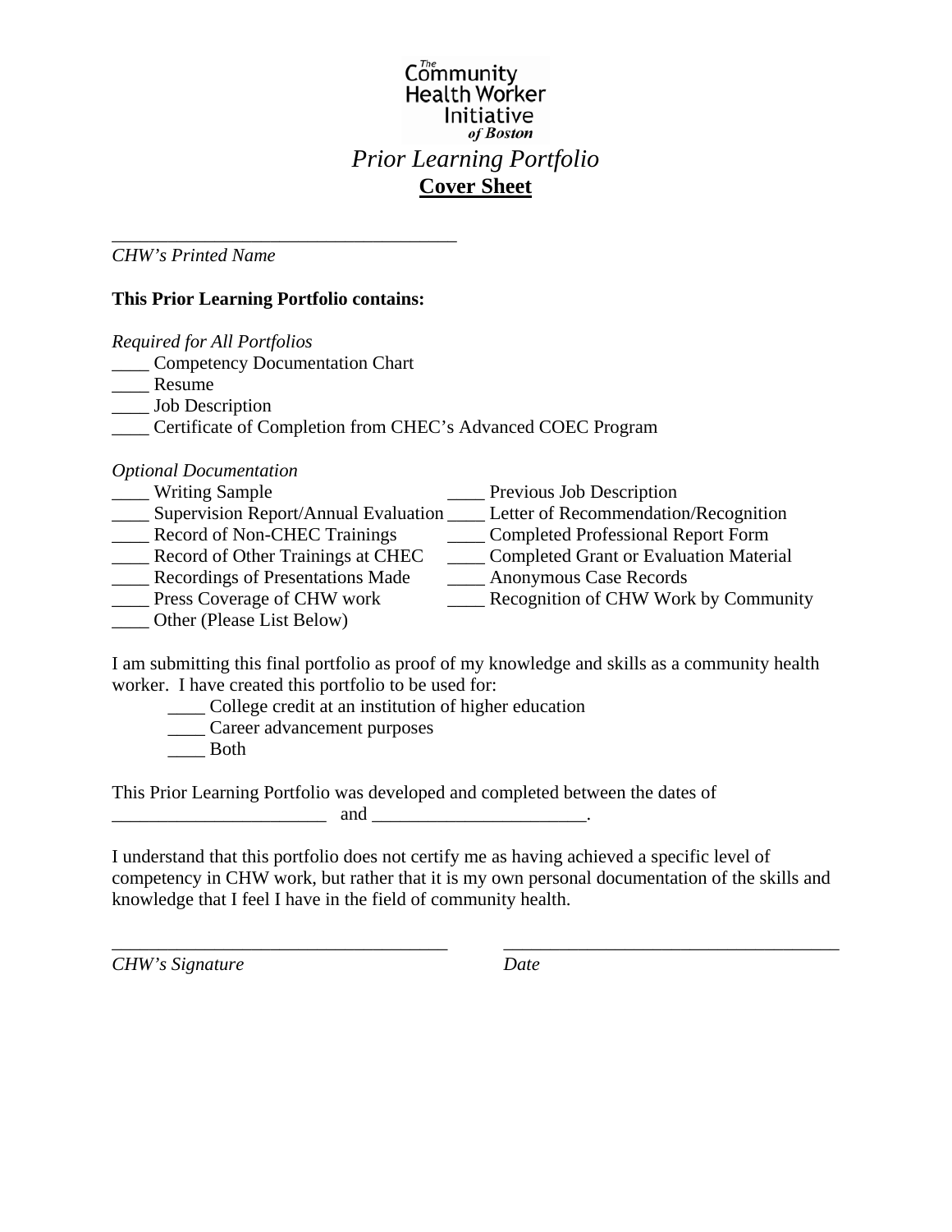The Community Health Worker Initiative of Boston

# *Prior Learning Portfolio*

## <u>Cover Sheet</u>

_____________________________________
*CHW's Printed Name*

**This Prior Learning Portfolio contains:**

*Required for All Portfolios*

____ Competency Documentation Chart
____ Resume
____ Job Description
____ Certificate of Completion from CHEC's Advanced COEC Program

*Optional Documentation*

____ Writing Sample
____ Supervision Report/Annual Evaluation
____ Record of Non-CHEC Trainings
____ Record of Other Trainings at CHEC
____ Recordings of Presentations Made
____ Press Coverage of CHW work
____ Other (Please List Below)
____ Previous Job Description
____ Letter of Recommendation/Recognition
____ Completed Professional Report Form
____ Completed Grant or Evaluation Material
____ Anonymous Case Records
____ Recognition of CHW Work by Community

I am submitting this final portfolio as proof of my knowledge and skills as a community health worker. I have created this portfolio to be used for:

____ College credit at an institution of higher education
____ Career advancement purposes
____ Both

This Prior Learning Portfolio was developed and completed between the dates of _______________________ and _______________________.

I understand that this portfolio does not certify me as having achieved a specific level of competency in CHW work, but rather that it is my own personal documentation of the skills and knowledge that I feel I have in the field of community health.

_____________________________________ _____________________________________
*CHW's Signature* *Date*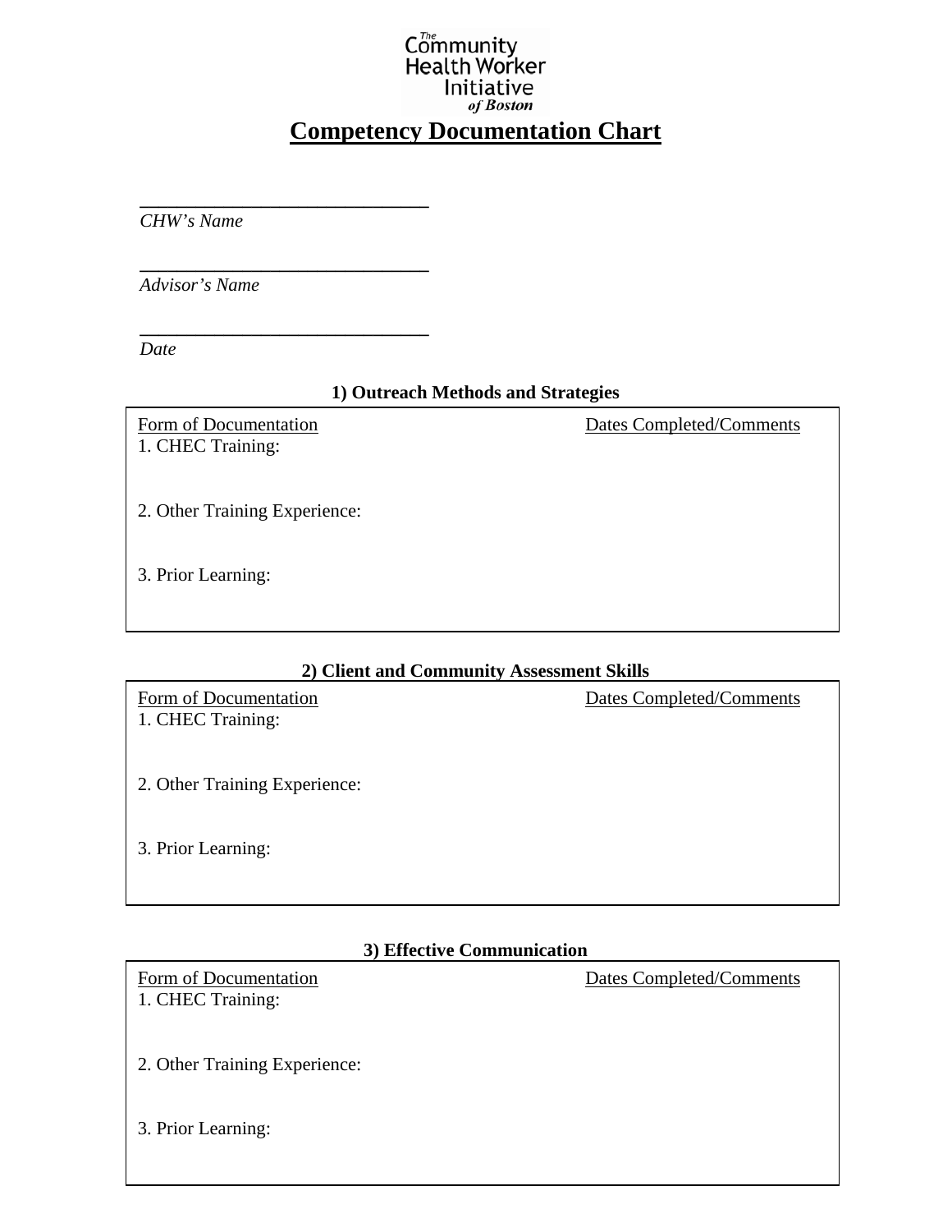The Community Health Worker Initiative of Boston

# Competency Documentation Chart

______________________________
*CHW's Name*

______________________________
*Advisor's Name*

______________________________
*Date*

### 1) Outreach Methods and Strategies

| Form of Documentation | Dates Completed/Comments |
|---|---|
| 1. CHEC Training: | |
| 2. Other Training Experience: | |
| 3. Prior Learning: | |

### 2) Client and Community Assessment Skills

| Form of Documentation | Dates Completed/Comments |
|---|---|
| 1. CHEC Training: | |
| 2. Other Training Experience: | |
| 3. Prior Learning: | |

### 3) Effective Communication

| Form of Documentation | Dates Completed/Comments |
|---|---|
| 1. CHEC Training: | |
| 2. Other Training Experience: | |
| 3. Prior Learning: | |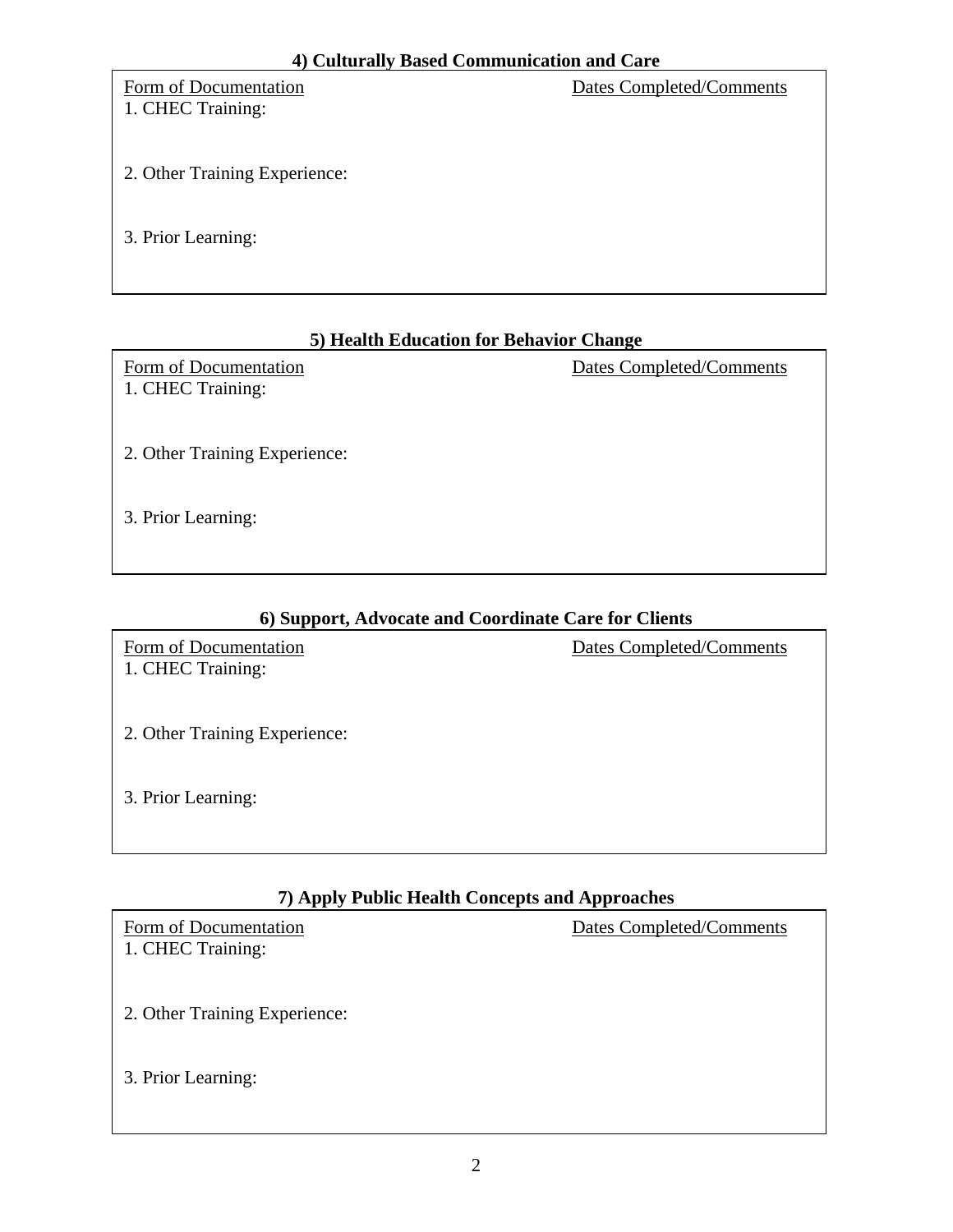### 4) Culturally Based Communication and Care

| Form of Documentation | Dates Completed/Comments |
|---|---|
| 1. CHEC Training: | |
| 2. Other Training Experience: | |
| 3. Prior Learning: | |

### 5) Health Education for Behavior Change

| Form of Documentation | Dates Completed/Comments |
|---|---|
| 1. CHEC Training: | |
| 2. Other Training Experience: | |
| 3. Prior Learning: | |

### 6) Support, Advocate and Coordinate Care for Clients

| Form of Documentation | Dates Completed/Comments |
|---|---|
| 1. CHEC Training: | |
| 2. Other Training Experience: | |
| 3. Prior Learning: | |

### 7) Apply Public Health Concepts and Approaches

| Form of Documentation | Dates Completed/Comments |
|---|---|
| 1. CHEC Training: | |
| 2. Other Training Experience: | |
| 3. Prior Learning: | |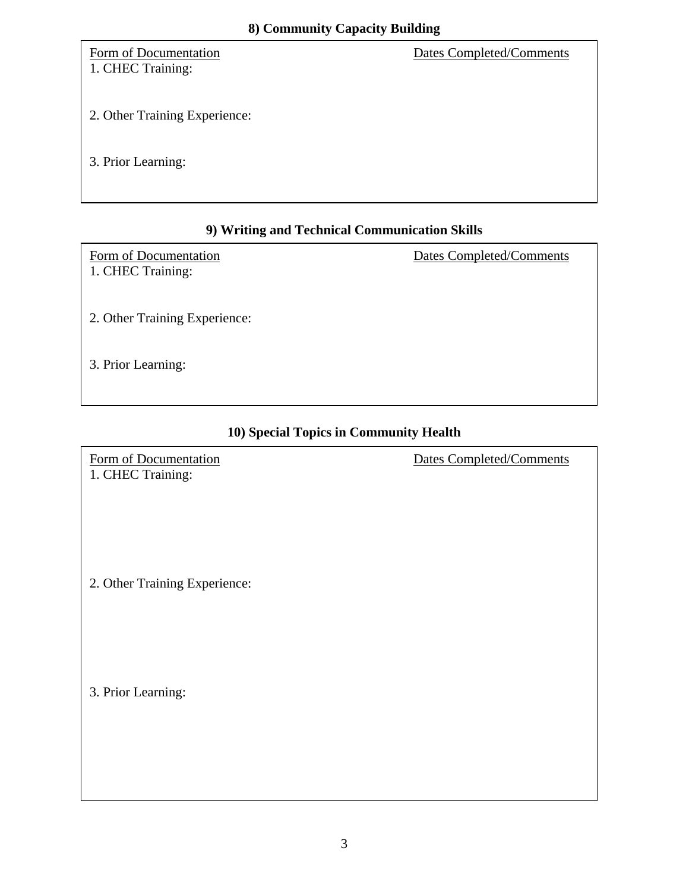### 8) Community Capacity Building

| Form of Documentation | Dates Completed/Comments |
| --- | --- |
| 1. CHEC Training: | |
| 2. Other Training Experience: | |
| 3. Prior Learning: | |

### 9) Writing and Technical Communication Skills

| Form of Documentation | Dates Completed/Comments |
| --- | --- |
| 1. CHEC Training: | |
| 2. Other Training Experience: | |
| 3. Prior Learning: | |

### 10) Special Topics in Community Health

| Form of Documentation | Dates Completed/Comments |
| --- | --- |
| 1. CHEC Training: | |
| 2. Other Training Experience: | |
| 3. Prior Learning: | |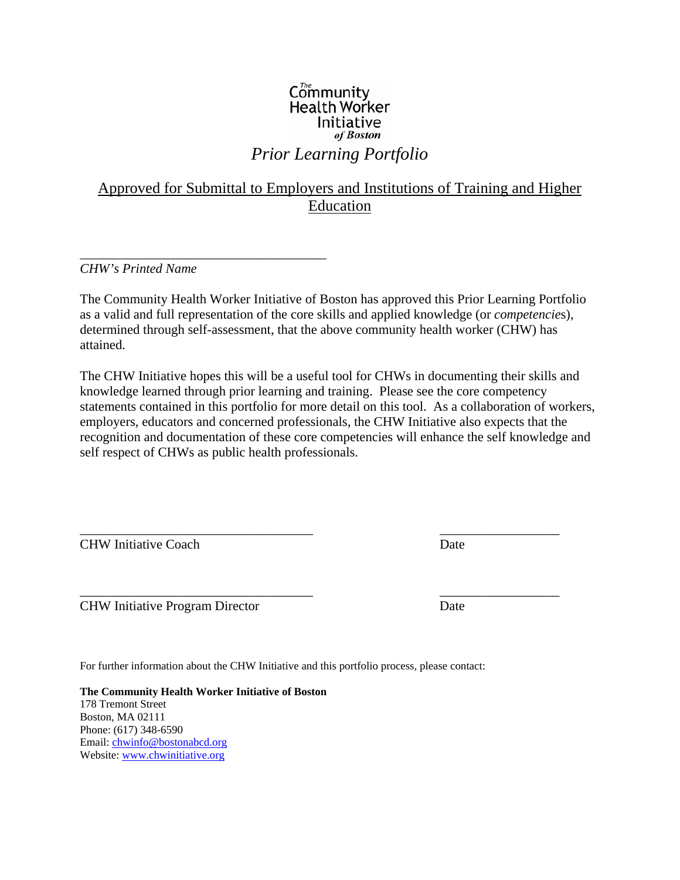The Community Health Worker Initiative of Boston

# *Prior Learning Portfolio*

## Approved for Submittal to Employers and Institutions of Training and Higher Education

\_\_\_\_\_\_\_\_\_\_\_\_\_\_\_\_\_\_\_\_\_\_\_\_\_\_\_\_\_\_\_\_\_\_\_\_\_\_

*CHW's Printed Name*

The Community Health Worker Initiative of Boston has approved this Prior Learning Portfolio as a valid and full representation of the core skills and applied knowledge (or *competencie*s), determined through self-assessment, that the above community health worker (CHW) has attained.

The CHW Initiative hopes this will be a useful tool for CHWs in documenting their skills and knowledge learned through prior learning and training. Please see the core competency statements contained in this portfolio for more detail on this tool. As a collaboration of workers, employers, educators and concerned professionals, the CHW Initiative also expects that the recognition and documentation of these core competencies will enhance the self knowledge and self respect of CHWs as public health professionals.

\_\_\_\_\_\_\_\_\_\_\_\_\_\_\_\_\_\_\_\_\_\_\_\_\_\_\_\_\_\_\_\_\_\_\_\_ \_\_\_\_\_\_\_\_\_\_\_\_\_\_\_\_\_\_

CHW Initiative Coach Date

\_\_\_\_\_\_\_\_\_\_\_\_\_\_\_\_\_\_\_\_\_\_\_\_\_\_\_\_\_\_\_\_\_\_\_\_ \_\_\_\_\_\_\_\_\_\_\_\_\_\_\_\_\_\_

CHW Initiative Program Director Date

For further information about the CHW Initiative and this portfolio process, please contact:

**The Community Health Worker Initiative of Boston**
178 Tremont Street
Boston, MA 02111
Phone: (617) 348-6590
Email: chwinfo@bostonabcd.org
Website: www.chwinitiative.org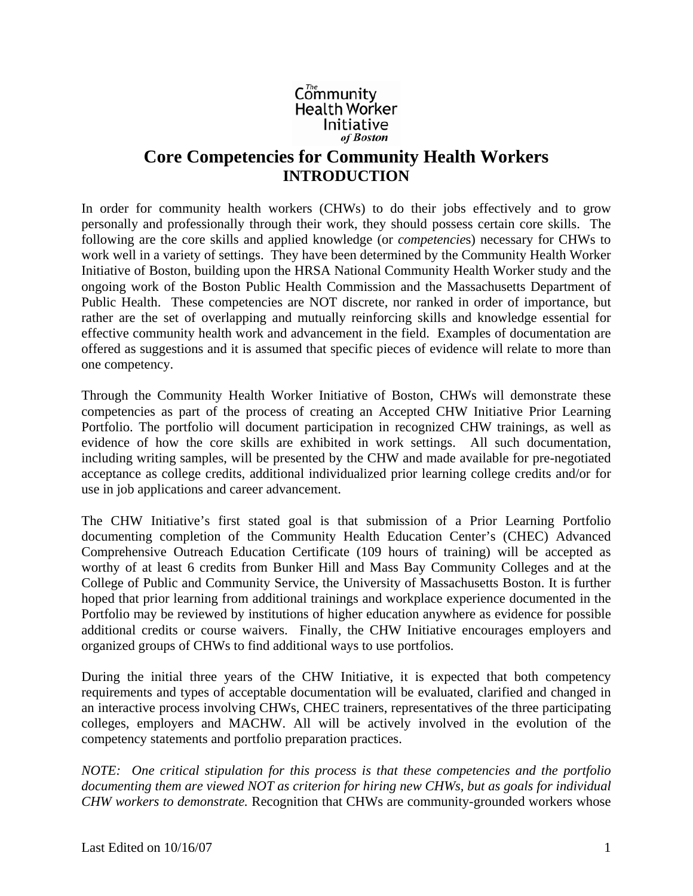The Community Health Worker Initiative of Boston

# Core Competencies for Community Health Workers
## INTRODUCTION

In order for community health workers (CHWs) to do their jobs effectively and to grow personally and professionally through their work, they should possess certain core skills. The following are the core skills and applied knowledge (or *competencies*) necessary for CHWs to work well in a variety of settings. They have been determined by the Community Health Worker Initiative of Boston, building upon the HRSA National Community Health Worker study and the ongoing work of the Boston Public Health Commission and the Massachusetts Department of Public Health. These competencies are NOT discrete, nor ranked in order of importance, but rather are the set of overlapping and mutually reinforcing skills and knowledge essential for effective community health work and advancement in the field. Examples of documentation are offered as suggestions and it is assumed that specific pieces of evidence will relate to more than one competency.

Through the Community Health Worker Initiative of Boston, CHWs will demonstrate these competencies as part of the process of creating an Accepted CHW Initiative Prior Learning Portfolio. The portfolio will document participation in recognized CHW trainings, as well as evidence of how the core skills are exhibited in work settings. All such documentation, including writing samples, will be presented by the CHW and made available for pre-negotiated acceptance as college credits, additional individualized prior learning college credits and/or for use in job applications and career advancement.

The CHW Initiative's first stated goal is that submission of a Prior Learning Portfolio documenting completion of the Community Health Education Center's (CHEC) Advanced Comprehensive Outreach Education Certificate (109 hours of training) will be accepted as worthy of at least 6 credits from Bunker Hill and Mass Bay Community Colleges and at the College of Public and Community Service, the University of Massachusetts Boston. It is further hoped that prior learning from additional trainings and workplace experience documented in the Portfolio may be reviewed by institutions of higher education anywhere as evidence for possible additional credits or course waivers. Finally, the CHW Initiative encourages employers and organized groups of CHWs to find additional ways to use portfolios.

During the initial three years of the CHW Initiative, it is expected that both competency requirements and types of acceptable documentation will be evaluated, clarified and changed in an interactive process involving CHWs, CHEC trainers, representatives of the three participating colleges, employers and MACHW. All will be actively involved in the evolution of the competency statements and portfolio preparation practices.

*NOTE: One critical stipulation for this process is that these competencies and the portfolio documenting them are viewed NOT as criterion for hiring new CHWs, but as goals for individual CHW workers to demonstrate.* Recognition that CHWs are community-grounded workers whose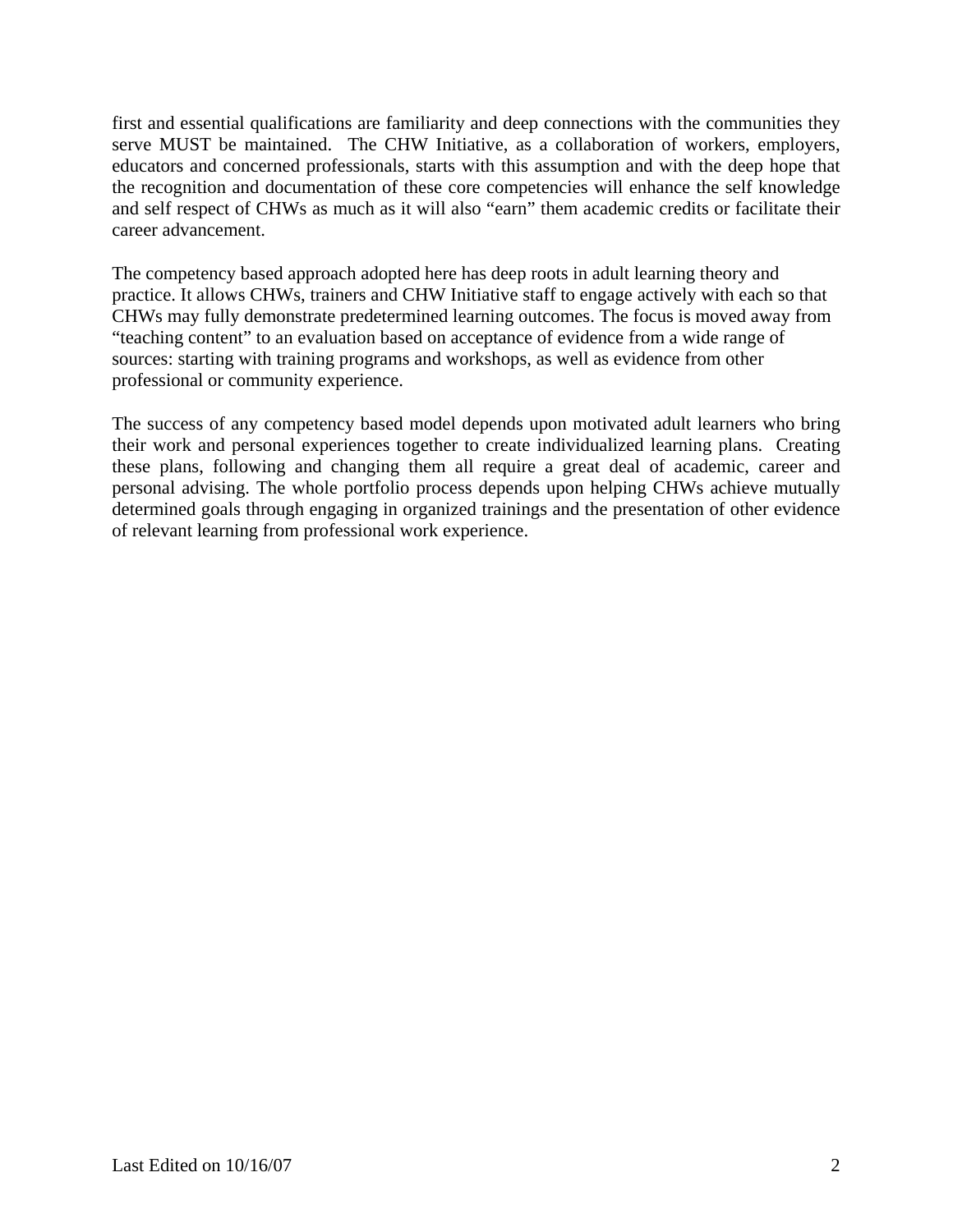first and essential qualifications are familiarity and deep connections with the communities they serve MUST be maintained. The CHW Initiative, as a collaboration of workers, employers, educators and concerned professionals, starts with this assumption and with the deep hope that the recognition and documentation of these core competencies will enhance the self knowledge and self respect of CHWs as much as it will also "earn" them academic credits or facilitate their career advancement.

The competency based approach adopted here has deep roots in adult learning theory and practice. It allows CHWs, trainers and CHW Initiative staff to engage actively with each so that CHWs may fully demonstrate predetermined learning outcomes. The focus is moved away from "teaching content" to an evaluation based on acceptance of evidence from a wide range of sources: starting with training programs and workshops, as well as evidence from other professional or community experience.

The success of any competency based model depends upon motivated adult learners who bring their work and personal experiences together to create individualized learning plans. Creating these plans, following and changing them all require a great deal of academic, career and personal advising. The whole portfolio process depends upon helping CHWs achieve mutually determined goals through engaging in organized trainings and the presentation of other evidence of relevant learning from professional work experience.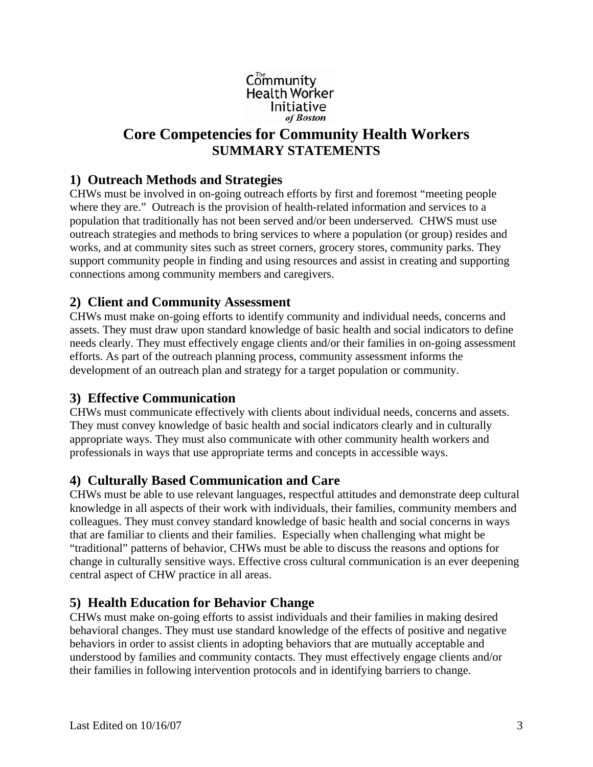The Community Health Worker Initiative *of Boston*

# Core Competencies for Community Health Workers
## SUMMARY STATEMENTS

### 1) Outreach Methods and Strategies

CHWs must be involved in on-going outreach efforts by first and foremost "meeting people where they are." Outreach is the provision of health-related information and services to a population that traditionally has not been served and/or been underserved. CHWS must use outreach strategies and methods to bring services to where a population (or group) resides and works, and at community sites such as street corners, grocery stores, community parks. They support community people in finding and using resources and assist in creating and supporting connections among community members and caregivers.

### 2) Client and Community Assessment

CHWs must make on-going efforts to identify community and individual needs, concerns and assets. They must draw upon standard knowledge of basic health and social indicators to define needs clearly. They must effectively engage clients and/or their families in on-going assessment efforts. As part of the outreach planning process, community assessment informs the development of an outreach plan and strategy for a target population or community.

### 3) Effective Communication

CHWs must communicate effectively with clients about individual needs, concerns and assets. They must convey knowledge of basic health and social indicators clearly and in culturally appropriate ways. They must also communicate with other community health workers and professionals in ways that use appropriate terms and concepts in accessible ways.

### 4) Culturally Based Communication and Care

CHWs must be able to use relevant languages, respectful attitudes and demonstrate deep cultural knowledge in all aspects of their work with individuals, their families, community members and colleagues. They must convey standard knowledge of basic health and social concerns in ways that are familiar to clients and their families. Especially when challenging what might be "traditional" patterns of behavior, CHWs must be able to discuss the reasons and options for change in culturally sensitive ways. Effective cross cultural communication is an ever deepening central aspect of CHW practice in all areas.

### 5) Health Education for Behavior Change

CHWs must make on-going efforts to assist individuals and their families in making desired behavioral changes. They must use standard knowledge of the effects of positive and negative behaviors in order to assist clients in adopting behaviors that are mutually acceptable and understood by families and community contacts. They must effectively engage clients and/or their families in following intervention protocols and in identifying barriers to change.

Last Edited on 10/16/07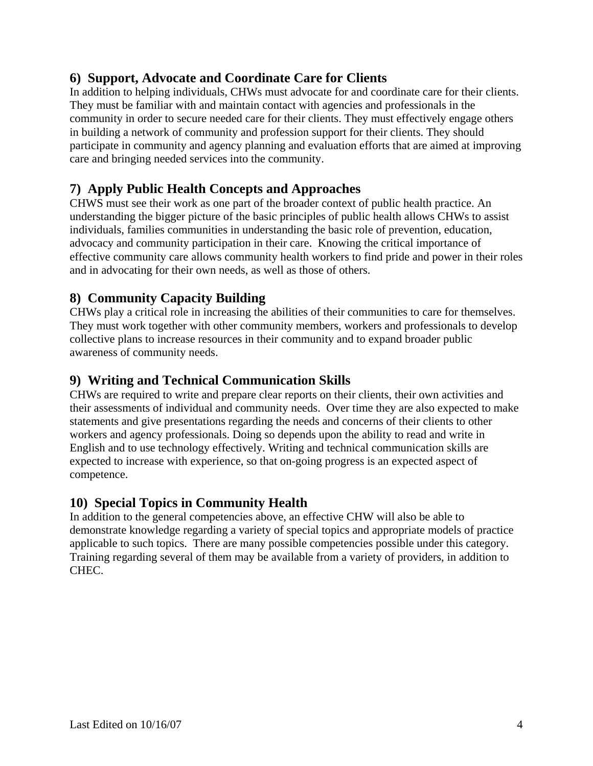### 6) Support, Advocate and Coordinate Care for Clients

In addition to helping individuals, CHWs must advocate for and coordinate care for their clients. They must be familiar with and maintain contact with agencies and professionals in the community in order to secure needed care for their clients. They must effectively engage others in building a network of community and profession support for their clients. They should participate in community and agency planning and evaluation efforts that are aimed at improving care and bringing needed services into the community.

### 7) Apply Public Health Concepts and Approaches

CHWS must see their work as one part of the broader context of public health practice. An understanding the bigger picture of the basic principles of public health allows CHWs to assist individuals, families communities in understanding the basic role of prevention, education, advocacy and community participation in their care. Knowing the critical importance of effective community care allows community health workers to find pride and power in their roles and in advocating for their own needs, as well as those of others.

### 8) Community Capacity Building

CHWs play a critical role in increasing the abilities of their communities to care for themselves. They must work together with other community members, workers and professionals to develop collective plans to increase resources in their community and to expand broader public awareness of community needs.

### 9) Writing and Technical Communication Skills

CHWs are required to write and prepare clear reports on their clients, their own activities and their assessments of individual and community needs. Over time they are also expected to make statements and give presentations regarding the needs and concerns of their clients to other workers and agency professionals. Doing so depends upon the ability to read and write in English and to use technology effectively. Writing and technical communication skills are expected to increase with experience, so that on-going progress is an expected aspect of competence.

### 10) Special Topics in Community Health

In addition to the general competencies above, an effective CHW will also be able to demonstrate knowledge regarding a variety of special topics and appropriate models of practice applicable to such topics. There are many possible competencies possible under this category. Training regarding several of them may be available from a variety of providers, in addition to CHEC.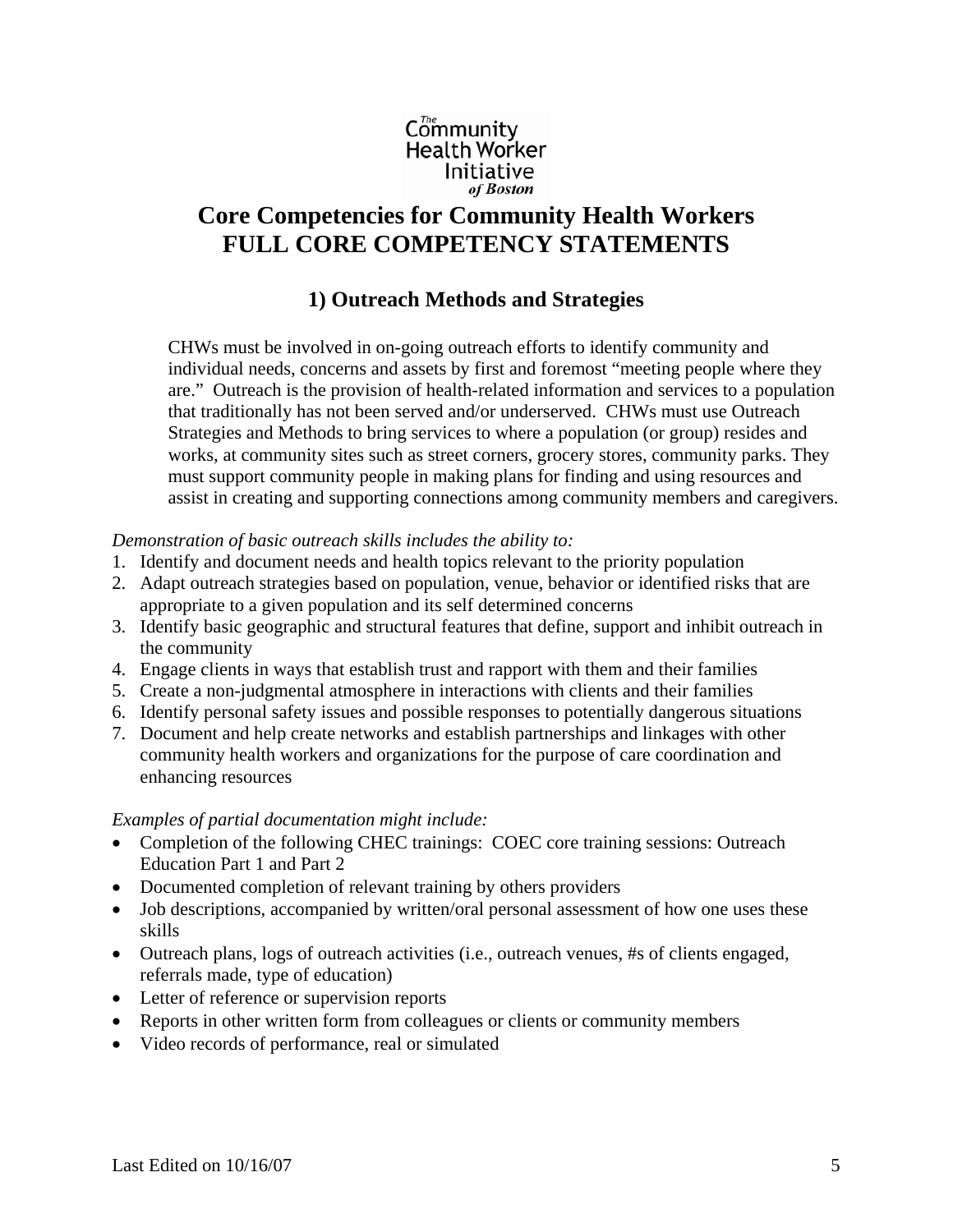The Community Health Worker Initiative of Boston

# Core Competencies for Community Health Workers
# FULL CORE COMPETENCY STATEMENTS

## 1) Outreach Methods and Strategies

CHWs must be involved in on-going outreach efforts to identify community and individual needs, concerns and assets by first and foremost "meeting people where they are." Outreach is the provision of health-related information and services to a population that traditionally has not been served and/or underserved. CHWs must use Outreach Strategies and Methods to bring services to where a population (or group) resides and works, at community sites such as street corners, grocery stores, community parks. They must support community people in making plans for finding and using resources and assist in creating and supporting connections among community members and caregivers.

*Demonstration of basic outreach skills includes the ability to:*

1. Identify and document needs and health topics relevant to the priority population
2. Adapt outreach strategies based on population, venue, behavior or identified risks that are appropriate to a given population and its self determined concerns
3. Identify basic geographic and structural features that define, support and inhibit outreach in the community
4. Engage clients in ways that establish trust and rapport with them and their families
5. Create a non-judgmental atmosphere in interactions with clients and their families
6. Identify personal safety issues and possible responses to potentially dangerous situations
7. Document and help create networks and establish partnerships and linkages with other community health workers and organizations for the purpose of care coordination and enhancing resources

*Examples of partial documentation might include:*

- Completion of the following CHEC trainings: COEC core training sessions: Outreach Education Part 1 and Part 2
- Documented completion of relevant training by others providers
- Job descriptions, accompanied by written/oral personal assessment of how one uses these skills
- Outreach plans, logs of outreach activities (i.e., outreach venues, #s of clients engaged, referrals made, type of education)
- Letter of reference or supervision reports
- Reports in other written form from colleagues or clients or community members
- Video records of performance, real or simulated

Last Edited on 10/16/07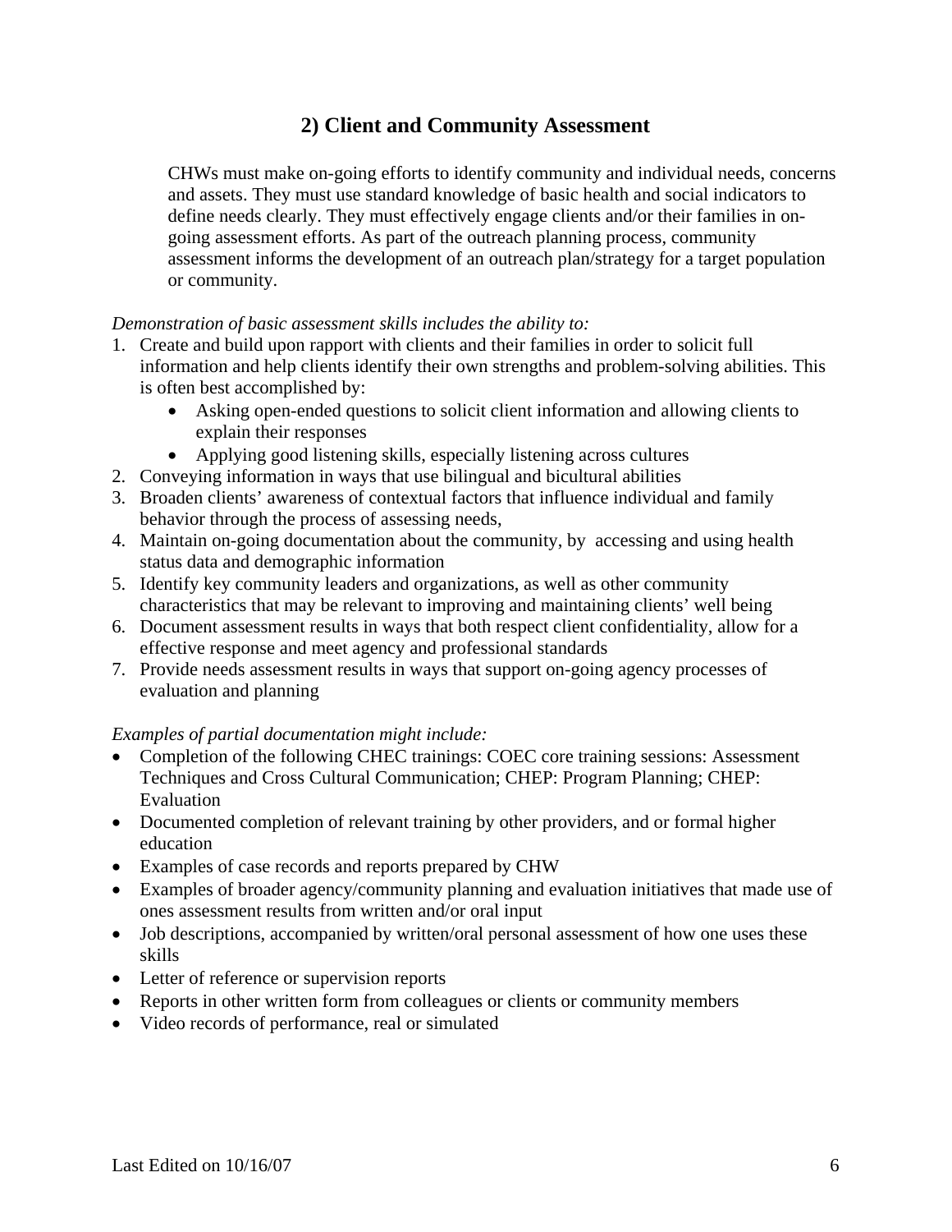## 2) Client and Community Assessment

CHWs must make on-going efforts to identify community and individual needs, concerns and assets. They must use standard knowledge of basic health and social indicators to define needs clearly. They must effectively engage clients and/or their families in on-going assessment efforts. As part of the outreach planning process, community assessment informs the development of an outreach plan/strategy for a target population or community.

*Demonstration of basic assessment skills includes the ability to:*

1. Create and build upon rapport with clients and their families in order to solicit full information and help clients identify their own strengths and problem-solving abilities. This is often best accomplished by:
   - Asking open-ended questions to solicit client information and allowing clients to explain their responses
   - Applying good listening skills, especially listening across cultures
2. Conveying information in ways that use bilingual and bicultural abilities
3. Broaden clients' awareness of contextual factors that influence individual and family behavior through the process of assessing needs,
4. Maintain on-going documentation about the community, by accessing and using health status data and demographic information
5. Identify key community leaders and organizations, as well as other community characteristics that may be relevant to improving and maintaining clients' well being
6. Document assessment results in ways that both respect client confidentiality, allow for a effective response and meet agency and professional standards
7. Provide needs assessment results in ways that support on-going agency processes of evaluation and planning

*Examples of partial documentation might include:*

- Completion of the following CHEC trainings: COEC core training sessions: Assessment Techniques and Cross Cultural Communication; CHEP: Program Planning; CHEP: Evaluation
- Documented completion of relevant training by other providers, and or formal higher education
- Examples of case records and reports prepared by CHW
- Examples of broader agency/community planning and evaluation initiatives that made use of ones assessment results from written and/or oral input
- Job descriptions, accompanied by written/oral personal assessment of how one uses these skills
- Letter of reference or supervision reports
- Reports in other written form from colleagues or clients or community members
- Video records of performance, real or simulated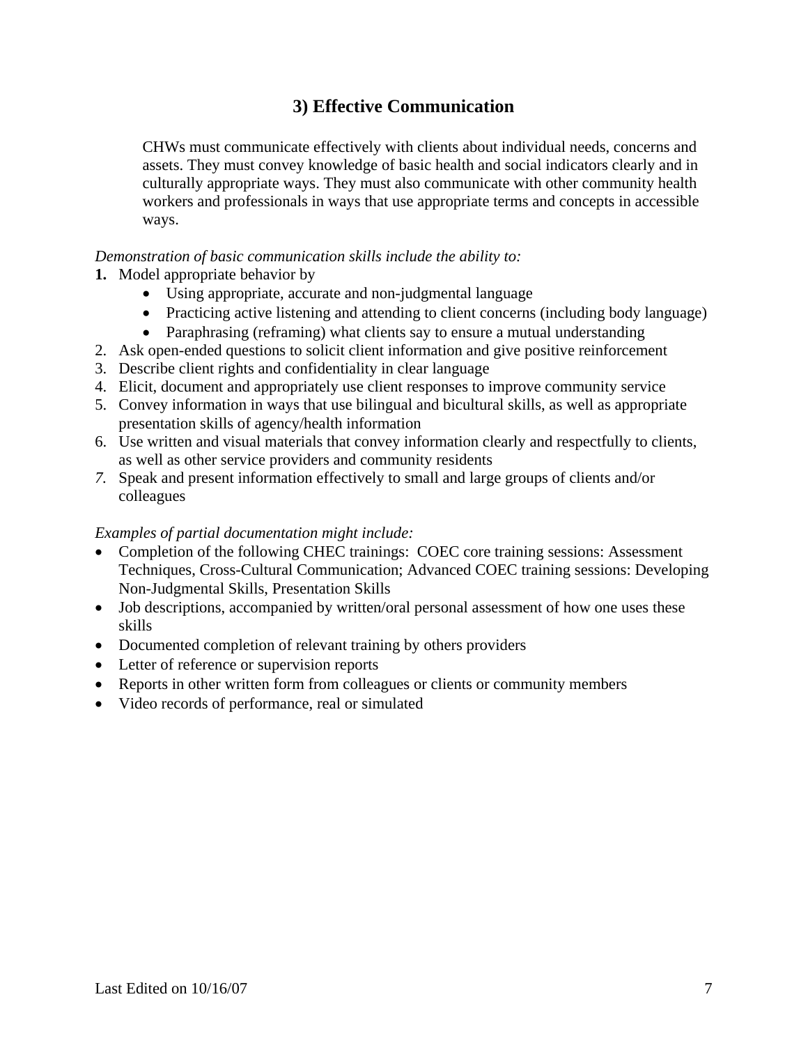## 3) Effective Communication

> CHWs must communicate effectively with clients about individual needs, concerns and assets. They must convey knowledge of basic health and social indicators clearly and in culturally appropriate ways. They must also communicate with other community health workers and professionals in ways that use appropriate terms and concepts in accessible ways.

*Demonstration of basic communication skills include the ability to:*

1. Model appropriate behavior by
   - Using appropriate, accurate and non-judgmental language
   - Practicing active listening and attending to client concerns (including body language)
   - Paraphrasing (reframing) what clients say to ensure a mutual understanding
2. Ask open-ended questions to solicit client information and give positive reinforcement
3. Describe client rights and confidentiality in clear language
4. Elicit, document and appropriately use client responses to improve community service
5. Convey information in ways that use bilingual and bicultural skills, as well as appropriate presentation skills of agency/health information
6. Use written and visual materials that convey information clearly and respectfully to clients, as well as other service providers and community residents
7. Speak and present information effectively to small and large groups of clients and/or colleagues

*Examples of partial documentation might include:*

- Completion of the following CHEC trainings: COEC core training sessions: Assessment Techniques, Cross-Cultural Communication; Advanced COEC training sessions: Developing Non-Judgmental Skills, Presentation Skills
- Job descriptions, accompanied by written/oral personal assessment of how one uses these skills
- Documented completion of relevant training by others providers
- Letter of reference or supervision reports
- Reports in other written form from colleagues or clients or community members
- Video records of performance, real or simulated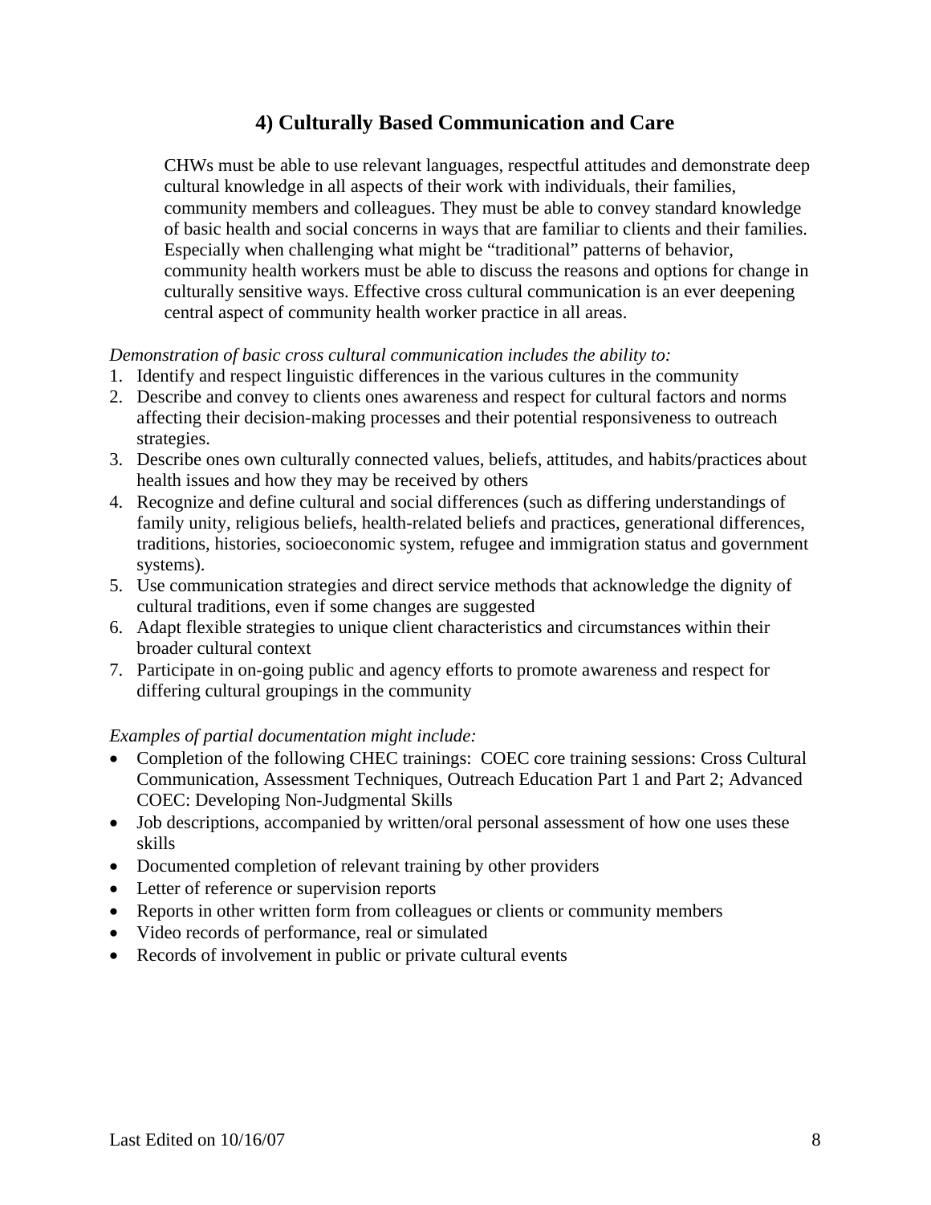## 4) Culturally Based Communication and Care

> CHWs must be able to use relevant languages, respectful attitudes and demonstrate deep cultural knowledge in all aspects of their work with individuals, their families, community members and colleagues. They must be able to convey standard knowledge of basic health and social concerns in ways that are familiar to clients and their families. Especially when challenging what might be "traditional" patterns of behavior, community health workers must be able to discuss the reasons and options for change in culturally sensitive ways. Effective cross cultural communication is an ever deepening central aspect of community health worker practice in all areas.

*Demonstration of basic cross cultural communication includes the ability to:*

1. Identify and respect linguistic differences in the various cultures in the community
2. Describe and convey to clients ones awareness and respect for cultural factors and norms affecting their decision-making processes and their potential responsiveness to outreach strategies.
3. Describe ones own culturally connected values, beliefs, attitudes, and habits/practices about health issues and how they may be received by others
4. Recognize and define cultural and social differences (such as differing understandings of family unity, religious beliefs, health-related beliefs and practices, generational differences, traditions, histories, socioeconomic system, refugee and immigration status and government systems).
5. Use communication strategies and direct service methods that acknowledge the dignity of cultural traditions, even if some changes are suggested
6. Adapt flexible strategies to unique client characteristics and circumstances within their broader cultural context
7. Participate in on-going public and agency efforts to promote awareness and respect for differing cultural groupings in the community

*Examples of partial documentation might include:*

- Completion of the following CHEC trainings: COEC core training sessions: Cross Cultural Communication, Assessment Techniques, Outreach Education Part 1 and Part 2; Advanced COEC: Developing Non-Judgmental Skills
- Job descriptions, accompanied by written/oral personal assessment of how one uses these skills
- Documented completion of relevant training by other providers
- Letter of reference or supervision reports
- Reports in other written form from colleagues or clients or community members
- Video records of performance, real or simulated
- Records of involvement in public or private cultural events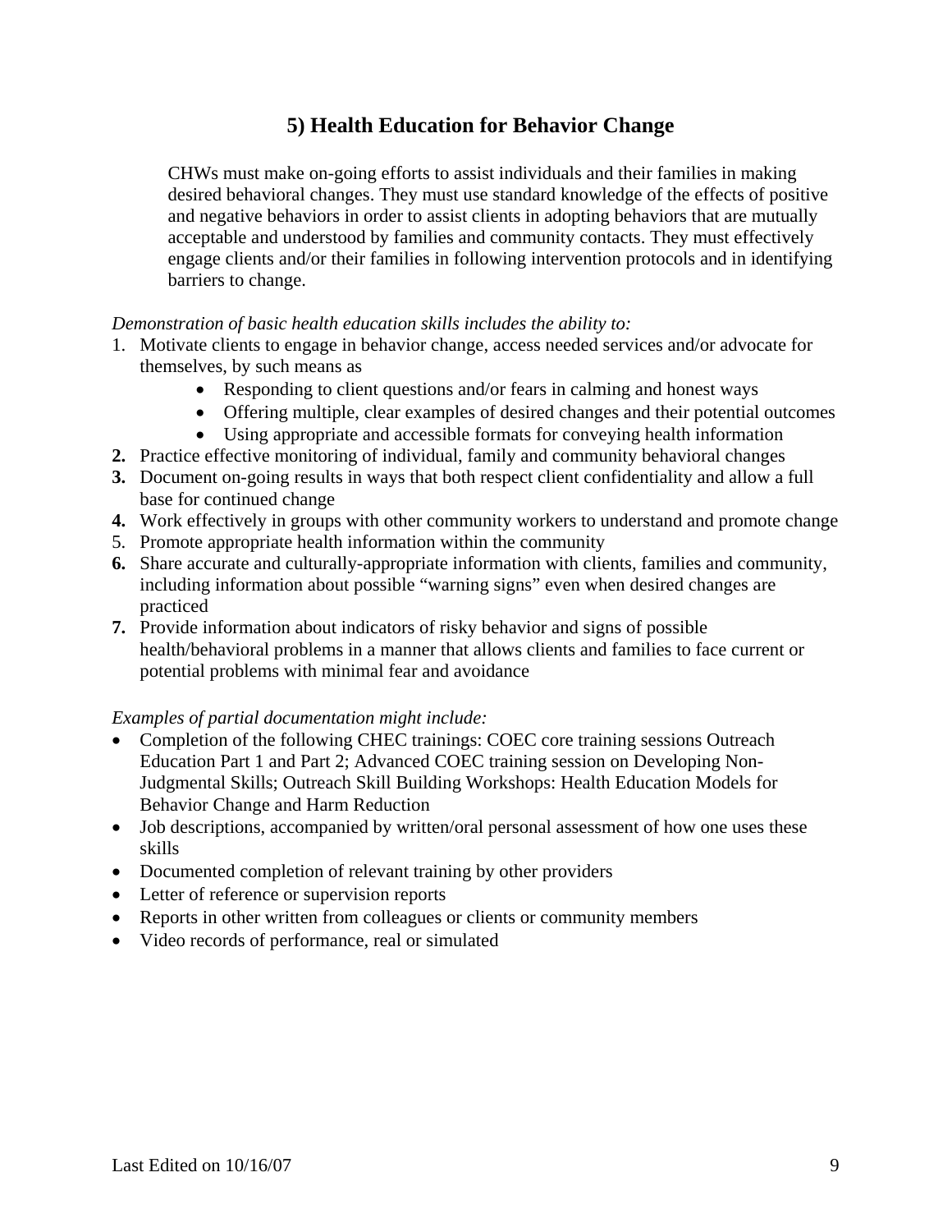## 5) Health Education for Behavior Change

CHWs must make on-going efforts to assist individuals and their families in making desired behavioral changes. They must use standard knowledge of the effects of positive and negative behaviors in order to assist clients in adopting behaviors that are mutually acceptable and understood by families and community contacts. They must effectively engage clients and/or their families in following intervention protocols and in identifying barriers to change.

*Demonstration of basic health education skills includes the ability to:*

1. Motivate clients to engage in behavior change, access needed services and/or advocate for themselves, by such means as
   - Responding to client questions and/or fears in calming and honest ways
   - Offering multiple, clear examples of desired changes and their potential outcomes
   - Using appropriate and accessible formats for conveying health information
2. Practice effective monitoring of individual, family and community behavioral changes
3. Document on-going results in ways that both respect client confidentiality and allow a full base for continued change
4. Work effectively in groups with other community workers to understand and promote change
5. Promote appropriate health information within the community
6. Share accurate and culturally-appropriate information with clients, families and community, including information about possible "warning signs" even when desired changes are practiced
7. Provide information about indicators of risky behavior and signs of possible health/behavioral problems in a manner that allows clients and families to face current or potential problems with minimal fear and avoidance

*Examples of partial documentation might include:*

- Completion of the following CHEC trainings: COEC core training sessions Outreach Education Part 1 and Part 2; Advanced COEC training session on Developing Non-Judgmental Skills; Outreach Skill Building Workshops: Health Education Models for Behavior Change and Harm Reduction
- Job descriptions, accompanied by written/oral personal assessment of how one uses these skills
- Documented completion of relevant training by other providers
- Letter of reference or supervision reports
- Reports in other written from colleagues or clients or community members
- Video records of performance, real or simulated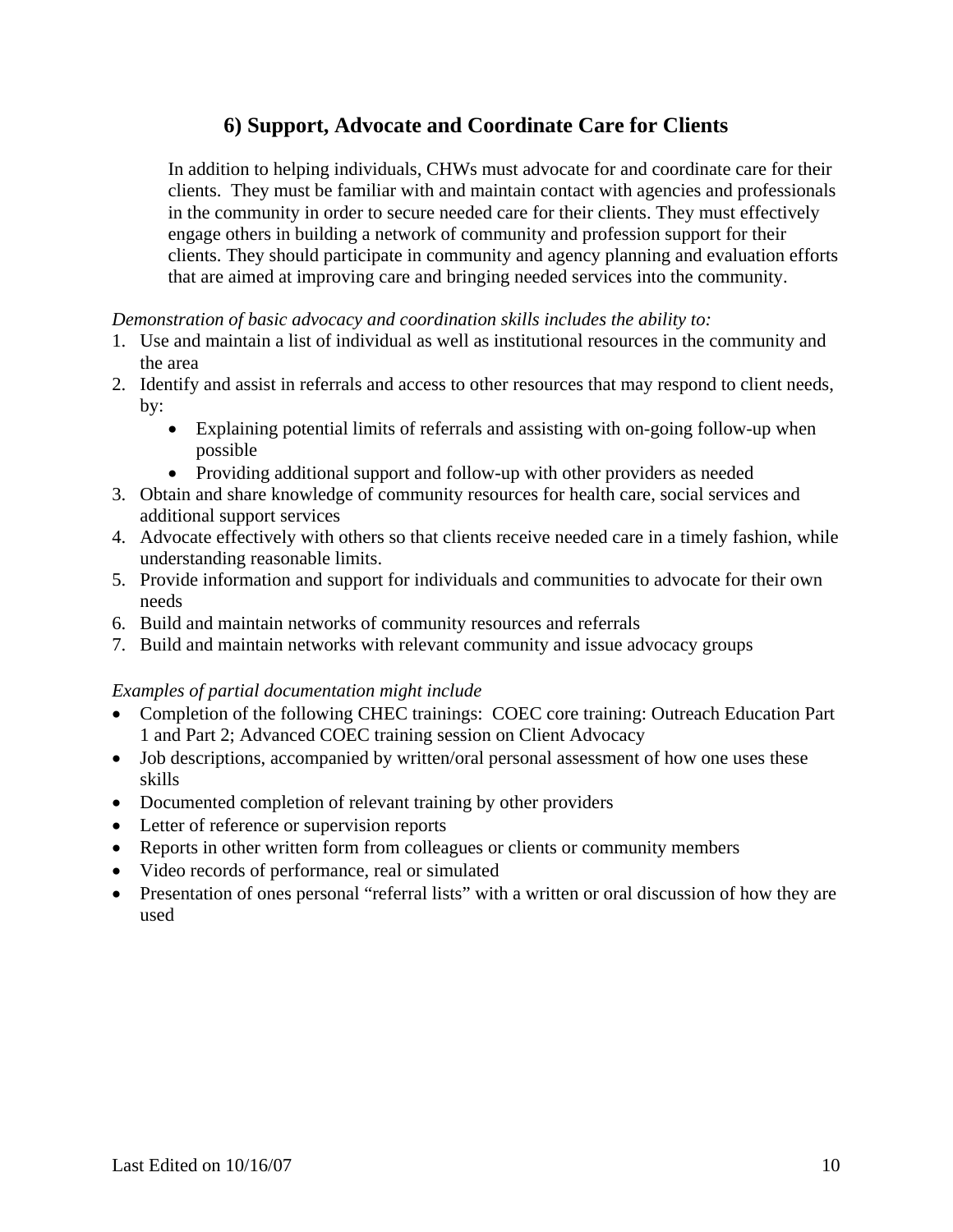## 6) Support, Advocate and Coordinate Care for Clients

In addition to helping individuals, CHWs must advocate for and coordinate care for their clients. They must be familiar with and maintain contact with agencies and professionals in the community in order to secure needed care for their clients. They must effectively engage others in building a network of community and profession support for their clients. They should participate in community and agency planning and evaluation efforts that are aimed at improving care and bringing needed services into the community.

*Demonstration of basic advocacy and coordination skills includes the ability to:*

1. Use and maintain a list of individual as well as institutional resources in the community and the area
2. Identify and assist in referrals and access to other resources that may respond to client needs, by:
   - Explaining potential limits of referrals and assisting with on-going follow-up when possible
   - Providing additional support and follow-up with other providers as needed
3. Obtain and share knowledge of community resources for health care, social services and additional support services
4. Advocate effectively with others so that clients receive needed care in a timely fashion, while understanding reasonable limits.
5. Provide information and support for individuals and communities to advocate for their own needs
6. Build and maintain networks of community resources and referrals
7. Build and maintain networks with relevant community and issue advocacy groups

*Examples of partial documentation might include*

- Completion of the following CHEC trainings: COEC core training: Outreach Education Part 1 and Part 2; Advanced COEC training session on Client Advocacy
- Job descriptions, accompanied by written/oral personal assessment of how one uses these skills
- Documented completion of relevant training by other providers
- Letter of reference or supervision reports
- Reports in other written form from colleagues or clients or community members
- Video records of performance, real or simulated
- Presentation of ones personal "referral lists" with a written or oral discussion of how they are used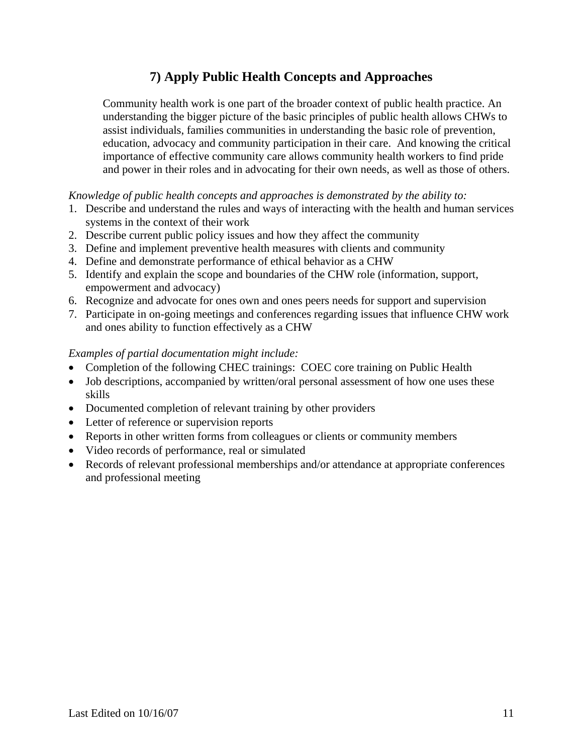## 7) Apply Public Health Concepts and Approaches

Community health work is one part of the broader context of public health practice. An understanding the bigger picture of the basic principles of public health allows CHWs to assist individuals, families communities in understanding the basic role of prevention, education, advocacy and community participation in their care. And knowing the critical importance of effective community care allows community health workers to find pride and power in their roles and in advocating for their own needs, as well as those of others.

*Knowledge of public health concepts and approaches is demonstrated by the ability to:*

1. Describe and understand the rules and ways of interacting with the health and human services systems in the context of their work
2. Describe current public policy issues and how they affect the community
3. Define and implement preventive health measures with clients and community
4. Define and demonstrate performance of ethical behavior as a CHW
5. Identify and explain the scope and boundaries of the CHW role (information, support, empowerment and advocacy)
6. Recognize and advocate for ones own and ones peers needs for support and supervision
7. Participate in on-going meetings and conferences regarding issues that influence CHW work and ones ability to function effectively as a CHW

*Examples of partial documentation might include:*

- Completion of the following CHEC trainings: COEC core training on Public Health
- Job descriptions, accompanied by written/oral personal assessment of how one uses these skills
- Documented completion of relevant training by other providers
- Letter of reference or supervision reports
- Reports in other written forms from colleagues or clients or community members
- Video records of performance, real or simulated
- Records of relevant professional memberships and/or attendance at appropriate conferences and professional meeting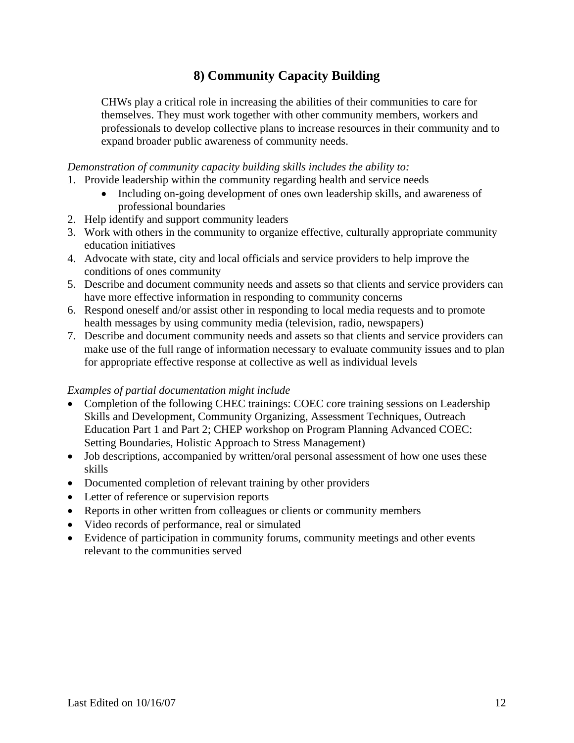## 8) Community Capacity Building

CHWs play a critical role in increasing the abilities of their communities to care for themselves. They must work together with other community members, workers and professionals to develop collective plans to increase resources in their community and to expand broader public awareness of community needs.

*Demonstration of community capacity building skills includes the ability to:*

1. Provide leadership within the community regarding health and service needs
   - Including on-going development of ones own leadership skills, and awareness of professional boundaries
2. Help identify and support community leaders
3. Work with others in the community to organize effective, culturally appropriate community education initiatives
4. Advocate with state, city and local officials and service providers to help improve the conditions of ones community
5. Describe and document community needs and assets so that clients and service providers can have more effective information in responding to community concerns
6. Respond oneself and/or assist other in responding to local media requests and to promote health messages by using community media (television, radio, newspapers)
7. Describe and document community needs and assets so that clients and service providers can make use of the full range of information necessary to evaluate community issues and to plan for appropriate effective response at collective as well as individual levels

*Examples of partial documentation might include*

- Completion of the following CHEC trainings: COEC core training sessions on Leadership Skills and Development, Community Organizing, Assessment Techniques, Outreach Education Part 1 and Part 2; CHEP workshop on Program Planning Advanced COEC: Setting Boundaries, Holistic Approach to Stress Management)
- Job descriptions, accompanied by written/oral personal assessment of how one uses these skills
- Documented completion of relevant training by other providers
- Letter of reference or supervision reports
- Reports in other written from colleagues or clients or community members
- Video records of performance, real or simulated
- Evidence of participation in community forums, community meetings and other events relevant to the communities served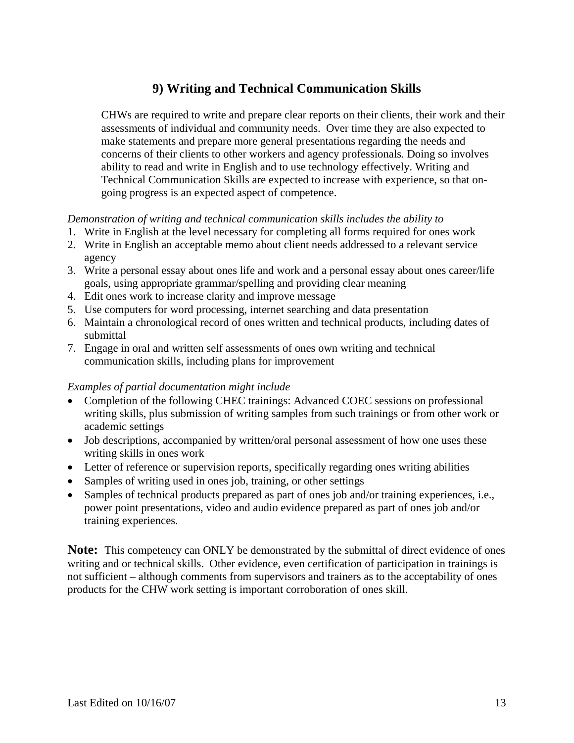## 9) Writing and Technical Communication Skills

CHWs are required to write and prepare clear reports on their clients, their work and their assessments of individual and community needs. Over time they are also expected to make statements and prepare more general presentations regarding the needs and concerns of their clients to other workers and agency professionals. Doing so involves ability to read and write in English and to use technology effectively. Writing and Technical Communication Skills are expected to increase with experience, so that on-going progress is an expected aspect of competence.

*Demonstration of writing and technical communication skills includes the ability to*

1. Write in English at the level necessary for completing all forms required for ones work
2. Write in English an acceptable memo about client needs addressed to a relevant service agency
3. Write a personal essay about ones life and work and a personal essay about ones career/life goals, using appropriate grammar/spelling and providing clear meaning
4. Edit ones work to increase clarity and improve message
5. Use computers for word processing, internet searching and data presentation
6. Maintain a chronological record of ones written and technical products, including dates of submittal
7. Engage in oral and written self assessments of ones own writing and technical communication skills, including plans for improvement

*Examples of partial documentation might include*

- Completion of the following CHEC trainings: Advanced COEC sessions on professional writing skills, plus submission of writing samples from such trainings or from other work or academic settings
- Job descriptions, accompanied by written/oral personal assessment of how one uses these writing skills in ones work
- Letter of reference or supervision reports, specifically regarding ones writing abilities
- Samples of writing used in ones job, training, or other settings
- Samples of technical products prepared as part of ones job and/or training experiences, i.e., power point presentations, video and audio evidence prepared as part of ones job and/or training experiences.

**Note:** This competency can ONLY be demonstrated by the submittal of direct evidence of ones writing and or technical skills. Other evidence, even certification of participation in trainings is not sufficient – although comments from supervisors and trainers as to the acceptability of ones products for the CHW work setting is important corroboration of ones skill.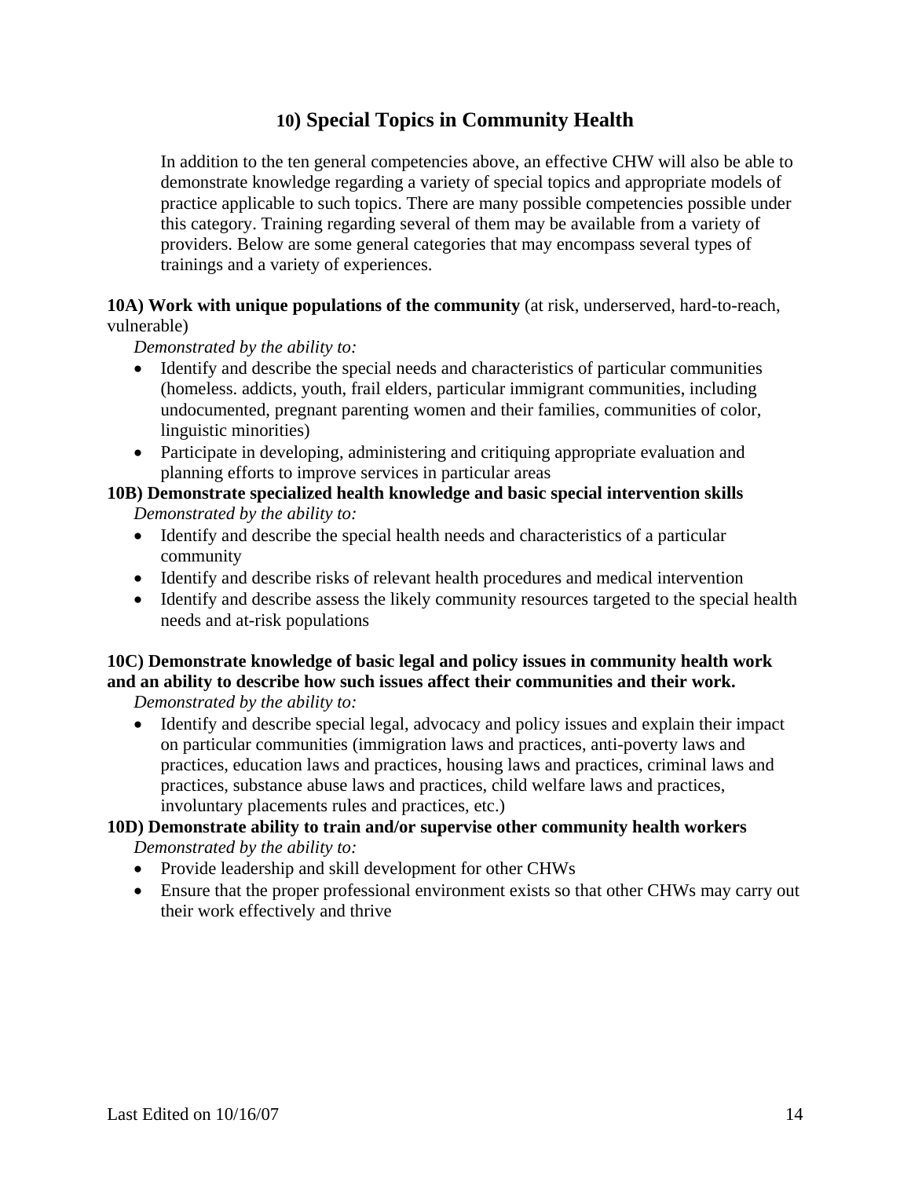## 10) Special Topics in Community Health

In addition to the ten general competencies above, an effective CHW will also be able to demonstrate knowledge regarding a variety of special topics and appropriate models of practice applicable to such topics. There are many possible competencies possible under this category. Training regarding several of them may be available from a variety of providers. Below are some general categories that may encompass several types of trainings and a variety of experiences.

**10A) Work with unique populations of the community** (at risk, underserved, hard-to-reach, vulnerable)

*Demonstrated by the ability to:*

- Identify and describe the special needs and characteristics of particular communities (homeless. addicts, youth, frail elders, particular immigrant communities, including undocumented, pregnant parenting women and their families, communities of color, linguistic minorities)
- Participate in developing, administering and critiquing appropriate evaluation and planning efforts to improve services in particular areas

**10B) Demonstrate specialized health knowledge and basic special intervention skills**

*Demonstrated by the ability to:*

- Identify and describe the special health needs and characteristics of a particular community
- Identify and describe risks of relevant health procedures and medical intervention
- Identify and describe assess the likely community resources targeted to the special health needs and at-risk populations

**10C) Demonstrate knowledge of basic legal and policy issues in community health work and an ability to describe how such issues affect their communities and their work.**

*Demonstrated by the ability to:*

- Identify and describe special legal, advocacy and policy issues and explain their impact on particular communities (immigration laws and practices, anti-poverty laws and practices, education laws and practices, housing laws and practices, criminal laws and practices, substance abuse laws and practices, child welfare laws and practices, involuntary placements rules and practices, etc.)

**10D) Demonstrate ability to train and/or supervise other community health workers**

*Demonstrated by the ability to:*

- Provide leadership and skill development for other CHWs
- Ensure that the proper professional environment exists so that other CHWs may carry out their work effectively and thrive

Last Edited on 10/16/07